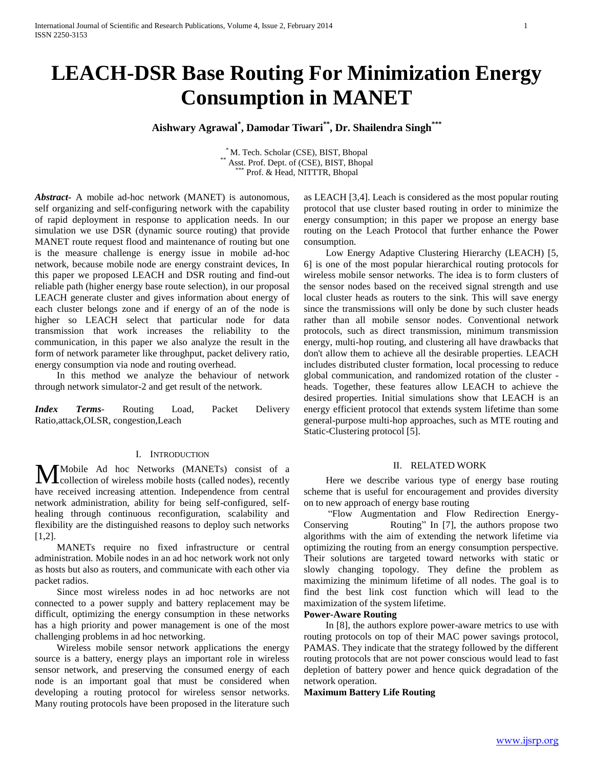# LEACH-DSR Base Routing For Minimization Energy Consumption in MANET

**Aishwary Agrawal[*], Damodar Tiwari[**], Dr. Shailendra Singh[***]**

[*] M. Tech. Scholar (CSE), BIST, Bhopal
[**] Asst. Prof. Dept. of (CSE), BIST, Bhopal
[***] Prof. & Head, NITTTR, Bhopal

***Abstract***- A mobile ad-hoc network (MANET) is autonomous, self organizing and self-configuring network with the capability of rapid deployment in response to application needs. In our simulation we use DSR (dynamic source routing) that provide MANET route request flood and maintenance of routing but one is the measure challenge is energy issue in mobile ad-hoc network, because mobile node are energy constraint devices, In this paper we proposed LEACH and DSR routing and find-out reliable path (higher energy base route selection), in our proposal LEACH generate cluster and gives information about energy of each cluster belongs zone and if energy of an of the node is higher so LEACH select that particular node for data transmission that work increases the reliability to the communication, in this paper we also analyze the result in the form of network parameter like throughput, packet delivery ratio, energy consumption via node and routing overhead.

In this method we analyze the behaviour of network through network simulator-2 and get result of the network.

***Index Terms***- Routing Load, Packet Delivery Ratio,attack,OLSR, congestion,Leach

## I. Introduction

Mobile Ad hoc Networks (MANETs) consist of a collection of wireless mobile hosts (called nodes), recently have received increasing attention. Independence from central network administration, ability for being self-configured, self-healing through continuous reconfiguration, scalability and flexibility are the distinguished reasons to deploy such networks [1,2].

MANETs require no fixed infrastructure or central administration. Mobile nodes in an ad hoc network work not only as hosts but also as routers, and communicate with each other via packet radios.

Since most wireless nodes in ad hoc networks are not connected to a power supply and battery replacement may be difficult, optimizing the energy consumption in these networks has a high priority and power management is one of the most challenging problems in ad hoc networking.

Wireless mobile sensor network applications the energy source is a battery, energy plays an important role in wireless sensor network, and preserving the consumed energy of each node is an important goal that must be considered when developing a routing protocol for wireless sensor networks. Many routing protocols have been proposed in the literature such as LEACH [3,4]. Leach is considered as the most popular routing protocol that use cluster based routing in order to minimize the energy consumption; in this paper we propose an energy base routing on the Leach Protocol that further enhance the Power consumption.

Low Energy Adaptive Clustering Hierarchy (LEACH) [5, 6] is one of the most popular hierarchical routing protocols for wireless mobile sensor networks. The idea is to form clusters of the sensor nodes based on the received signal strength and use local cluster heads as routers to the sink. This will save energy since the transmissions will only be done by such cluster heads rather than all mobile sensor nodes. Conventional network protocols, such as direct transmission, minimum transmission energy, multi-hop routing, and clustering all have drawbacks that don't allow them to achieve all the desirable properties. LEACH includes distributed cluster formation, local processing to reduce global communication, and randomized rotation of the cluster - heads. Together, these features allow LEACH to achieve the desired properties. Initial simulations show that LEACH is an energy efficient protocol that extends system lifetime than some general-purpose multi-hop approaches, such as MTE routing and Static-Clustering protocol [5].

## II. Related Work

Here we describe various type of energy base routing scheme that is useful for encouragement and provides diversity on to new approach of energy base routing

"Flow Augmentation and Flow Redirection Energy-Conserving Routing" In [7], the authors propose two algorithms with the aim of extending the network lifetime via optimizing the routing from an energy consumption perspective. Their solutions are targeted toward networks with static or slowly changing topology. They define the problem as maximizing the minimum lifetime of all nodes. The goal is to find the best link cost function which will lead to the maximization of the system lifetime.

**Power-Aware Routing**

In [8], the authors explore power-aware metrics to use with routing protocols on top of their MAC power savings protocol, PAMAS. They indicate that the strategy followed by the different routing protocols that are not power conscious would lead to fast depletion of battery power and hence quick degradation of the network operation.

**Maximum Battery Life Routing**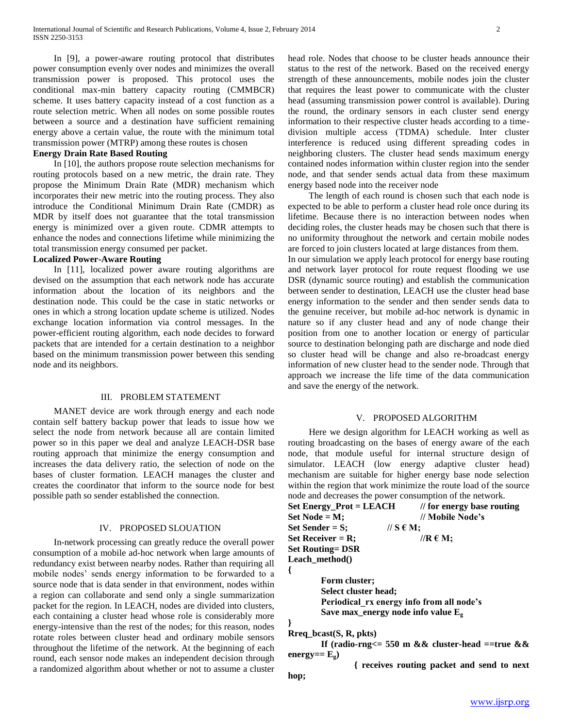In [9], a power-aware routing protocol that distributes power consumption evenly over nodes and minimizes the overall transmission power is proposed. This protocol uses the conditional max-min battery capacity routing (CMMBCR) scheme. It uses battery capacity instead of a cost function as a route selection metric. When all nodes on some possible routes between a source and a destination have sufficient remaining energy above a certain value, the route with the minimum total transmission power (MTRP) among these routes is chosen

**Energy Drain Rate Based Routing**

In [10], the authors propose route selection mechanisms for routing protocols based on a new metric, the drain rate. They propose the Minimum Drain Rate (MDR) mechanism which incorporates their new metric into the routing process. They also introduce the Conditional Minimum Drain Rate (CMDR) as MDR by itself does not guarantee that the total transmission energy is minimized over a given route. CDMR attempts to enhance the nodes and connections lifetime while minimizing the total transmission energy consumed per packet.

**Localized Power-Aware Routing**

In [11], localized power aware routing algorithms are devised on the assumption that each network node has accurate information about the location of its neighbors and the destination node. This could be the case in static networks or ones in which a strong location update scheme is utilized. Nodes exchange location information via control messages. In the power-efficient routing algorithm, each node decides to forward packets that are intended for a certain destination to a neighbor based on the minimum transmission power between this sending node and its neighbors.

## III. PROBLEM STATEMENT

MANET device are work through energy and each node contain self battery backup power that leads to issue how we select the node from network because all are contain limited power so in this paper we deal and analyze LEACH-DSR base routing approach that minimize the energy consumption and increases the data delivery ratio, the selection of node on the bases of cluster formation. LEACH manages the cluster and creates the coordinator that inform to the source node for best possible path so sender established the connection.

## IV. PROPOSED SLOUATION

In-network processing can greatly reduce the overall power consumption of a mobile ad-hoc network when large amounts of redundancy exist between nearby nodes. Rather than requiring all mobile nodes' sends energy information to be forwarded to a source node that is data sender in that environment, nodes within a region can collaborate and send only a single summarization packet for the region. In LEACH, nodes are divided into clusters, each containing a cluster head whose role is considerably more energy-intensive than the rest of the nodes; for this reason, nodes rotate roles between cluster head and ordinary mobile sensors throughout the lifetime of the network. At the beginning of each round, each sensor node makes an independent decision through a randomized algorithm about whether or not to assume a cluster head role. Nodes that choose to be cluster heads announce their status to the rest of the network. Based on the received energy strength of these announcements, mobile nodes join the cluster that requires the least power to communicate with the cluster head (assuming transmission power control is available). During the round, the ordinary sensors in each cluster send energy information to their respective cluster heads according to a time-division multiple access (TDMA) schedule. Inter cluster interference is reduced using different spreading codes in neighboring clusters. The cluster head sends maximum energy contained nodes information within cluster region into the sender node, and that sender sends actual data from these maximum energy based node into the receiver node

The length of each round is chosen such that each node is expected to be able to perform a cluster head role once during its lifetime. Because there is no interaction between nodes when deciding roles, the cluster heads may be chosen such that there is no uniformity throughout the network and certain mobile nodes are forced to join clusters located at large distances from them.

In our simulation we apply leach protocol for energy base routing and network layer protocol for route request flooding we use DSR (dynamic source routing) and establish the communication between sender to destination, LEACH use the cluster head base energy information to the sender and then sender sends data to the genuine receiver, but mobile ad-hoc network is dynamic in nature so if any cluster head and any of node change their position from one to another location or energy of particular source to destination belonging path are discharge and node died so cluster head will be change and also re-broadcast energy information of new cluster head to the sender node. Through that approach we increase the life time of the data communication and save the energy of the network.

## V. PROPOSED ALGORITHM

Here we design algorithm for LEACH working as well as routing broadcasting on the bases of energy aware of the each node, that module useful for internal structure design of simulator. LEACH (low energy adaptive cluster head) mechanism are suitable for higher energy base node selection within the region that work minimize the route load of the source node and decreases the power consumption of the network.

```
Set Energy_Prot = LEACH        // for energy base routing
Set Node = M;                  // Mobile Node's
Set Sender = S;                // S € M;
Set Receiver = R;              //R € M;
Set Routing= DSR
Leach_method()
{
    Form cluster;
    Select cluster head;
    Periodical_rx energy info from all node's
    Save max_energy node info value Eg
}
Rreq_bcast(S, R, pkts)
    If (radio-rng<= 550 m && cluster-head ==true && energy== Eg)
        { receives routing packet and send to next hop;
```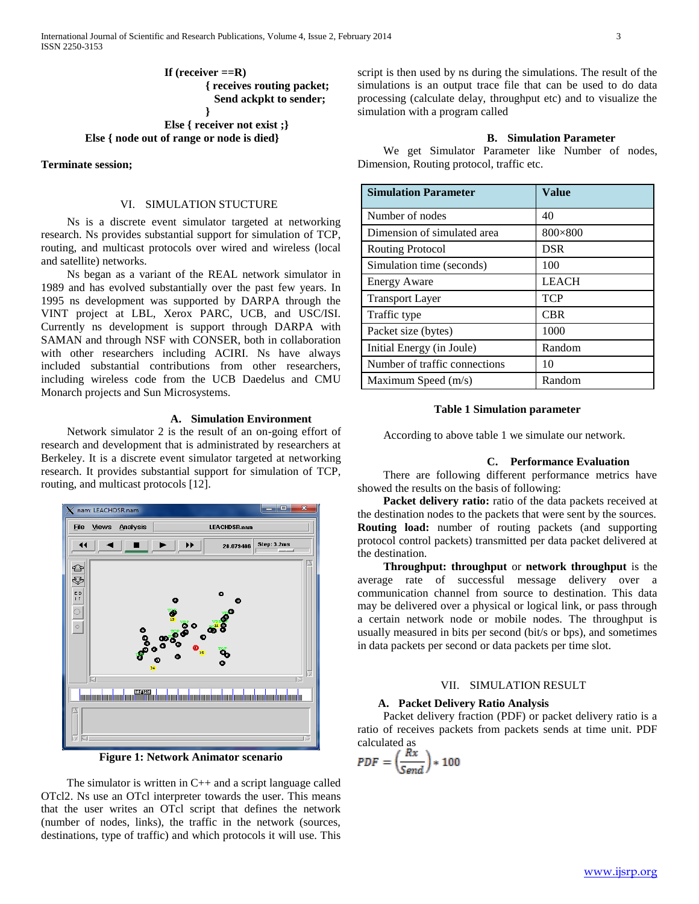**If (receiver ==R)**

**{ receives routing packet;**

**Send ackpkt to sender;**

**}**

**Else { receiver not exist ;}**

**Else { node out of range or node is died}**

**Terminate session;**

## VI. SIMULATION STUCTURE

Ns is a discrete event simulator targeted at networking research. Ns provides substantial support for simulation of TCP, routing, and multicast protocols over wired and wireless (local and satellite) networks.

Ns began as a variant of the REAL network simulator in 1989 and has evolved substantially over the past few years. In 1995 ns development was supported by DARPA through the VINT project at LBL, Xerox PARC, UCB, and USC/ISI. Currently ns development is support through DARPA with SAMAN and through NSF with CONSER, both in collaboration with other researchers including ACIRI. Ns have always included substantial contributions from other researchers, including wireless code from the UCB Daedelus and CMU Monarch projects and Sun Microsystems.

### A. Simulation Environment

Network simulator 2 is the result of an on-going effort of research and development that is administrated by researchers at Berkeley. It is a discrete event simulator targeted at networking research. It provides substantial support for simulation of TCP, routing, and multicast protocols [12].

**Figure 1: Network Animator scenario**

The simulator is written in C++ and a script language called OTcl2. Ns use an OTcl interpreter towards the user. This means that the user writes an OTcl script that defines the network (number of nodes, links), the traffic in the network (sources, destinations, type of traffic) and which protocols it will use. This script is then used by ns during the simulations. The result of the simulations is an output trace file that can be used to do data processing (calculate delay, throughput etc) and to visualize the simulation with a program called

### B. Simulation Parameter

We get Simulator Parameter like Number of nodes, Dimension, Routing protocol, traffic etc.

| Simulation Parameter | Value |
|---|---|
| Number of nodes | 40 |
| Dimension of simulated area | 800×800 |
| Routing Protocol | DSR |
| Simulation time (seconds) | 100 |
| Energy Aware | LEACH |
| Transport Layer | TCP |
| Traffic type | CBR |
| Packet size (bytes) | 1000 |
| Initial Energy (in Joule) | Random |
| Number of traffic connections | 10 |
| Maximum Speed (m/s) | Random |

**Table 1 Simulation parameter**

According to above table 1 we simulate our network.

### C. Performance Evaluation

There are following different performance metrics have showed the results on the basis of following:

**Packet delivery ratio:** ratio of the data packets received at the destination nodes to the packets that were sent by the sources. **Routing load:** number of routing packets (and supporting protocol control packets) transmitted per data packet delivered at the destination.

**Throughput: throughput** or **network throughput** is the average rate of successful message delivery over a communication channel from source to destination. This data may be delivered over a physical or logical link, or pass through a certain network node or mobile nodes. The throughput is usually measured in bits per second (bit/s or bps), and sometimes in data packets per second or data packets per time slot.

## VII. SIMULATION RESULT

### A. Packet Delivery Ratio Analysis

Packet delivery fraction (PDF) or packet delivery ratio is a ratio of receives packets from packets sends at time unit. PDF calculated as

$$PDF = \left(\frac{Rx}{Send}\right) * 100$$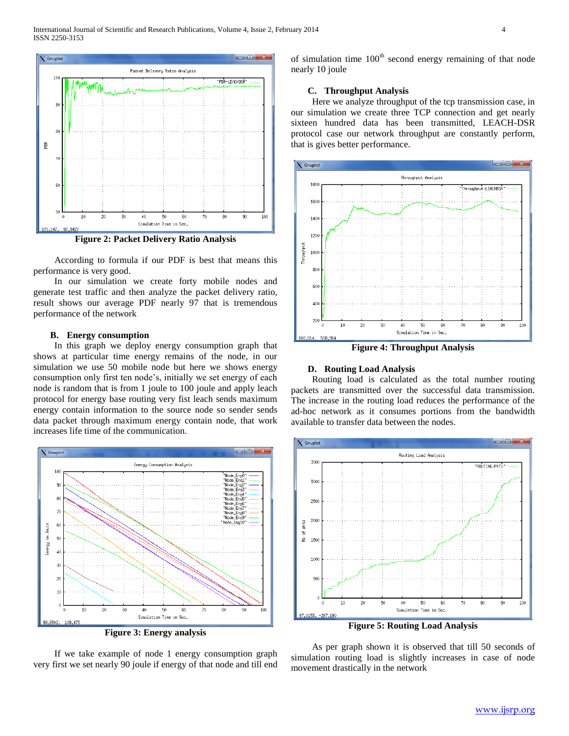Figure 2: Packet Delivery Ratio Analysis

According to formula if our PDF is best that means this performance is very good.

In our simulation we create forty mobile nodes and generate test traffic and then analyze the packet delivery ratio, result shows our average PDF nearly 97 that is tremendous performance of the network

### B. Energy consumption

In this graph we deploy energy consumption graph that shows at particular time energy remains of the node, in our simulation we use 50 mobile node but here we shows energy consumption only first ten node's, initially we set energy of each node is random that is from 1 joule to 100 joule and apply leach protocol for energy base routing very fist leach sends maximum energy contain information to the source node so sender sends data packet through maximum energy contain node, that work increases life time of the communication.

Figure 3: Energy analysis

If we take example of node 1 energy consumption graph very first we set nearly 90 joule if energy of that node and till end of simulation time $100^{th}$ second energy remaining of that node nearly 10 joule

### C. Throughput Analysis

Here we analyze throughput of the tcp transmission case, in our simulation we create three TCP connection and get nearly sixteen hundred data has been transmitted, LEACH-DSR protocol case our network throughput are constantly perform, that is gives better performance.

Figure 4: Throughput Analysis

### D. Routing Load Analysis

Routing load is calculated as the total number routing packets are transmitted over the successful data transmission. The increase in the routing load reduces the performance of the ad-hoc network as it consumes portions from the bandwidth available to transfer data between the nodes.

Figure 5: Routing Load Analysis

As per graph shown it is observed that till 50 seconds of simulation routing load is slightly increases in case of node movement drastically in the network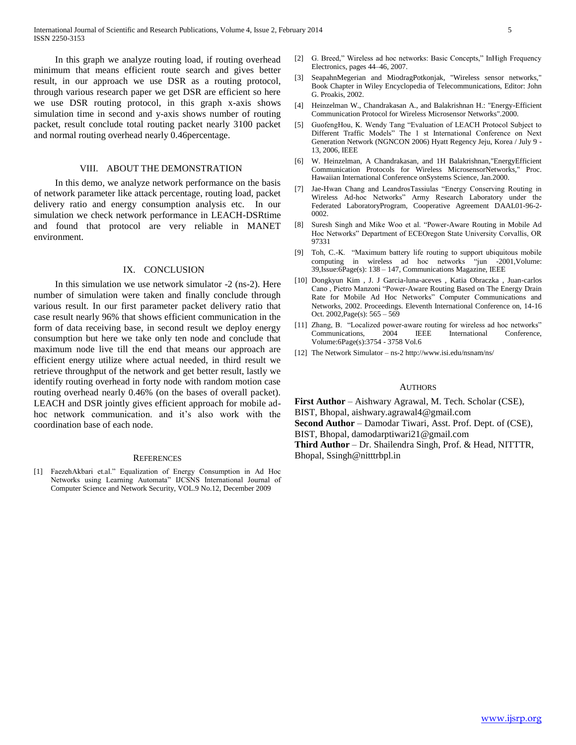In this graph we analyze routing load, if routing overhead minimum that means efficient route search and gives better result, in our approach we use DSR as a routing protocol, through various research paper we get DSR are efficient so here we use DSR routing protocol, in this graph x-axis shows simulation time in second and y-axis shows number of routing packet, result conclude total routing packet nearly 3100 packet and normal routing overhead nearly 0.46percentage.

## VIII. ABOUT THE DEMONSTRATION

In this demo, we analyze network performance on the basis of network parameter like attack percentage, routing load, packet delivery ratio and energy consumption analysis etc. In our simulation we check network performance in LEACH-DSRtime and found that protocol are very reliable in MANET environment.

## IX. CONCLUSION

In this simulation we use network simulator -2 (ns-2). Here number of simulation were taken and finally conclude through various result. In our first parameter packet delivery ratio that case result nearly 96% that shows efficient communication in the form of data receiving base, in second result we deploy energy consumption but here we take only ten node and conclude that maximum node live till the end that means our approach are efficient energy utilize where actual needed, in third result we retrieve throughput of the network and get better result, lastly we identify routing overhead in forty node with random motion case routing overhead nearly 0.46% (on the bases of overall packet). LEACH and DSR jointly gives efficient approach for mobile ad-hoc network communication. and it's also work with the coordination base of each node.

## REFERENCES

[1] FaezehAkbari et.al." Equalization of Energy Consumption in Ad Hoc Networks using Learning Automata" IJCSNS International Journal of Computer Science and Network Security, VOL.9 No.12, December 2009

[2] G. Breed," Wireless ad hoc networks: Basic Concepts," InHigh Frequency Electronics, pages 44–46, 2007.

[3] SeapahnMegerian and MiodragPotkonjak, "Wireless sensor networks," Book Chapter in Wiley Encyclopedia of Telecommunications, Editor: John G. Proakis, 2002.

[4] Heinzelman W., Chandrakasan A., and Balakrishnan H.: "Energy-Efficient Communication Protocol for Wireless Microsensor Networks".2000.

[5] GuofengHou, K. Wendy Tang "Evaluation of LEACH Protocol Subject to Different Traffic Models" The 1 st International Conference on Next Generation Network (NGNCON 2006) Hyatt Regency Jeju, Korea / July 9 - 13, 2006, IEEE

[6] W. Heinzelman, A Chandrakasan, and 1H Balakrishnan,"EnergyEfficient Communication Protocols for Wireless MicrosensorNetworks," Proc. Hawaiian International Conference onSystems Science, Jan.2000.

[7] Jae-Hwan Chang and LeandrosTassiulas "Energy Conserving Routing in Wireless Ad-hoc Networks" Army Research Laboratory under the Federated LaboratoryProgram, Cooperative Agreement DAAL01-96-2-0002.

[8] Suresh Singh and Mike Woo et al. "Power-Aware Routing in Mobile Ad Hoc Networks" Department of ECEOregon State University Corvallis, OR 97331

[9] Toh, C.-K. "Maximum battery life routing to support ubiquitous mobile computing in wireless ad hoc networks "jun -2001,Volume: 39,Issue:6Page(s): 138 – 147, Communications Magazine, IEEE

[10] Dongkyun Kim , J. J Garcia-luna-aceves , Katia Obraczka , Juan-carlos Cano , Pietro Manzoni "Power-Aware Routing Based on The Energy Drain Rate for Mobile Ad Hoc Networks" Computer Communications and Networks, 2002. Proceedings. Eleventh International Conference on, 14-16 Oct. 2002,Page(s): 565 – 569

[11] Zhang, B. "Localized power-aware routing for wireless ad hoc networks" Communications, 2004 IEEE International Conference, Volume:6Page(s):3754 - 3758 Vol.6

[12] The Network Simulator – ns-2 http://www.isi.edu/nsnam/ns/

## AUTHORS

**First Author** – Aishwary Agrawal, M. Tech. Scholar (CSE), BIST, Bhopal, aishwary.agrawal4@gmail.com

**Second Author** – Damodar Tiwari, Asst. Prof. Dept. of (CSE), BIST, Bhopal, damodarptiwari21@gmail.com

**Third Author** – Dr. Shailendra Singh, Prof. & Head, NITTTR, Bhopal, Ssingh@nitttrbpl.in